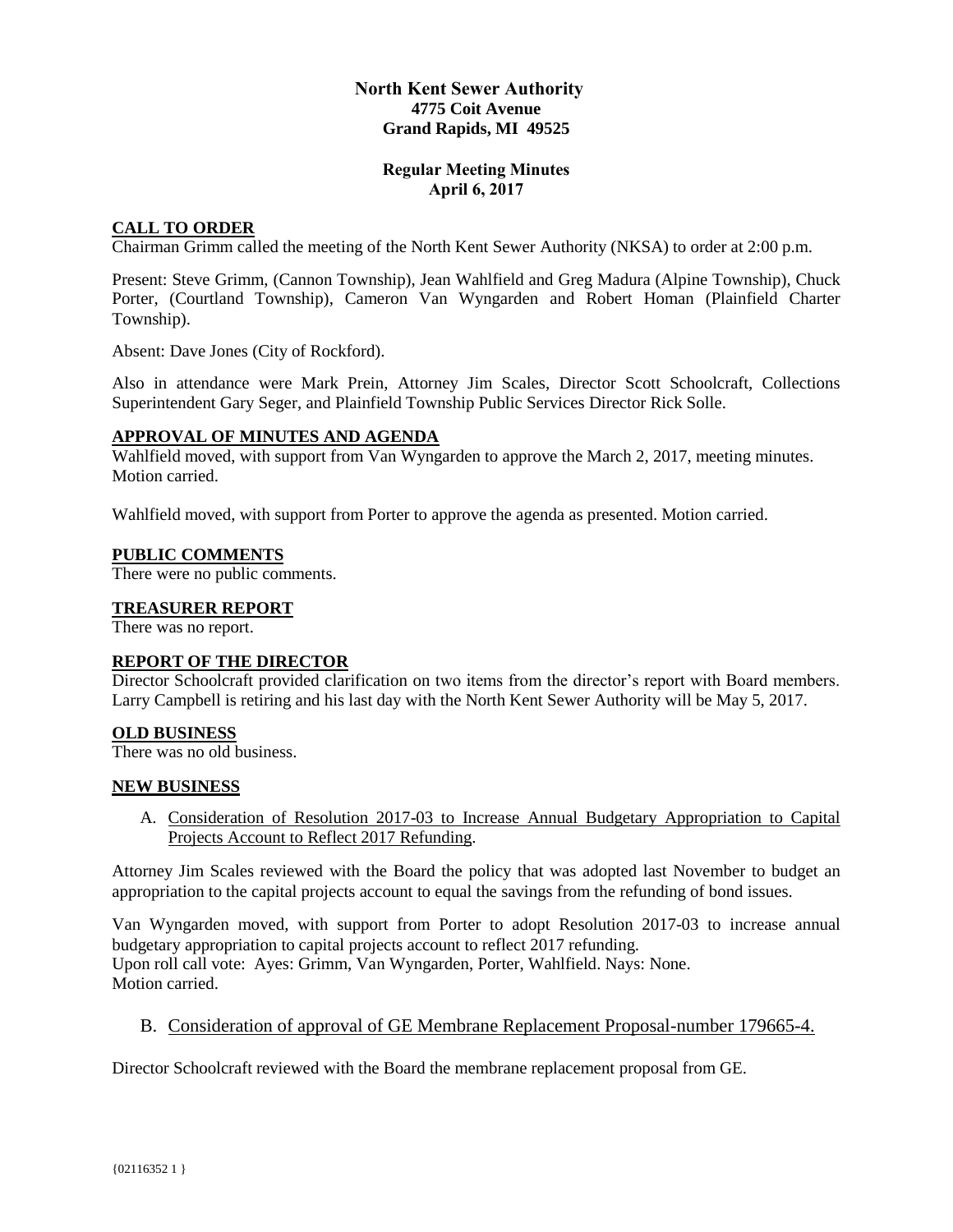**North Kent Sewer Authority**
**4775 Coit Avenue**
**Grand Rapids, MI 49525**

**Regular Meeting Minutes**
**April 6, 2017**

## CALL TO ORDER

Chairman Grimm called the meeting of the North Kent Sewer Authority (NKSA) to order at 2:00 p.m.

Present: Steve Grimm, (Cannon Township), Jean Wahlfield and Greg Madura (Alpine Township), Chuck Porter, (Courtland Township), Cameron Van Wyngarden and Robert Homan (Plainfield Charter Township).

Absent: Dave Jones (City of Rockford).

Also in attendance were Mark Prein, Attorney Jim Scales, Director Scott Schoolcraft, Collections Superintendent Gary Seger, and Plainfield Township Public Services Director Rick Solle.

## APPROVAL OF MINUTES AND AGENDA

Wahlfield moved, with support from Van Wyngarden to approve the March 2, 2017, meeting minutes. Motion carried.

Wahlfield moved, with support from Porter to approve the agenda as presented. Motion carried.

## PUBLIC COMMENTS

There were no public comments.

## TREASURER REPORT

There was no report.

## REPORT OF THE DIRECTOR

Director Schoolcraft provided clarification on two items from the director's report with Board members. Larry Campbell is retiring and his last day with the North Kent Sewer Authority will be May 5, 2017.

## OLD BUSINESS

There was no old business.

## NEW BUSINESS

A. Consideration of Resolution 2017-03 to Increase Annual Budgetary Appropriation to Capital Projects Account to Reflect 2017 Refunding.

Attorney Jim Scales reviewed with the Board the policy that was adopted last November to budget an appropriation to the capital projects account to equal the savings from the refunding of bond issues.

Van Wyngarden moved, with support from Porter to adopt Resolution 2017-03 to increase annual budgetary appropriation to capital projects account to reflect 2017 refunding.
Upon roll call vote: Ayes: Grimm, Van Wyngarden, Porter, Wahlfield. Nays: None.
Motion carried.

B. Consideration of approval of GE Membrane Replacement Proposal-number 179665-4.

Director Schoolcraft reviewed with the Board the membrane replacement proposal from GE.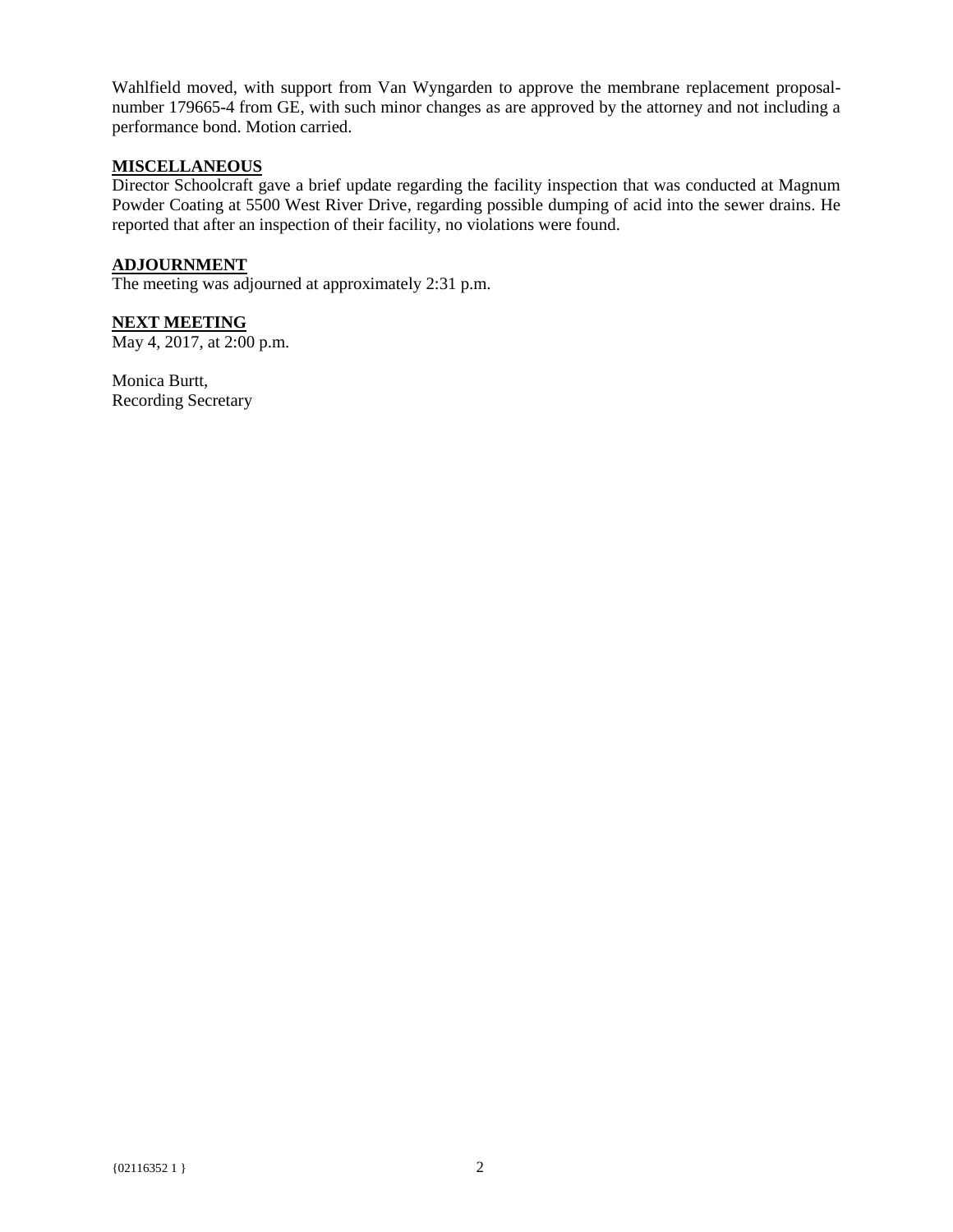Wahlfield moved, with support from Van Wyngarden to approve the membrane replacement proposal-number 179665-4 from GE, with such minor changes as are approved by the attorney and not including a performance bond. Motion carried.

**MISCELLANEOUS**

Director Schoolcraft gave a brief update regarding the facility inspection that was conducted at Magnum Powder Coating at 5500 West River Drive, regarding possible dumping of acid into the sewer drains. He reported that after an inspection of their facility, no violations were found.

**ADJOURNMENT**

The meeting was adjourned at approximately 2:31 p.m.

**NEXT MEETING**

May 4, 2017, at 2:00 p.m.

Monica Burtt,
Recording Secretary

{02116352 1 }